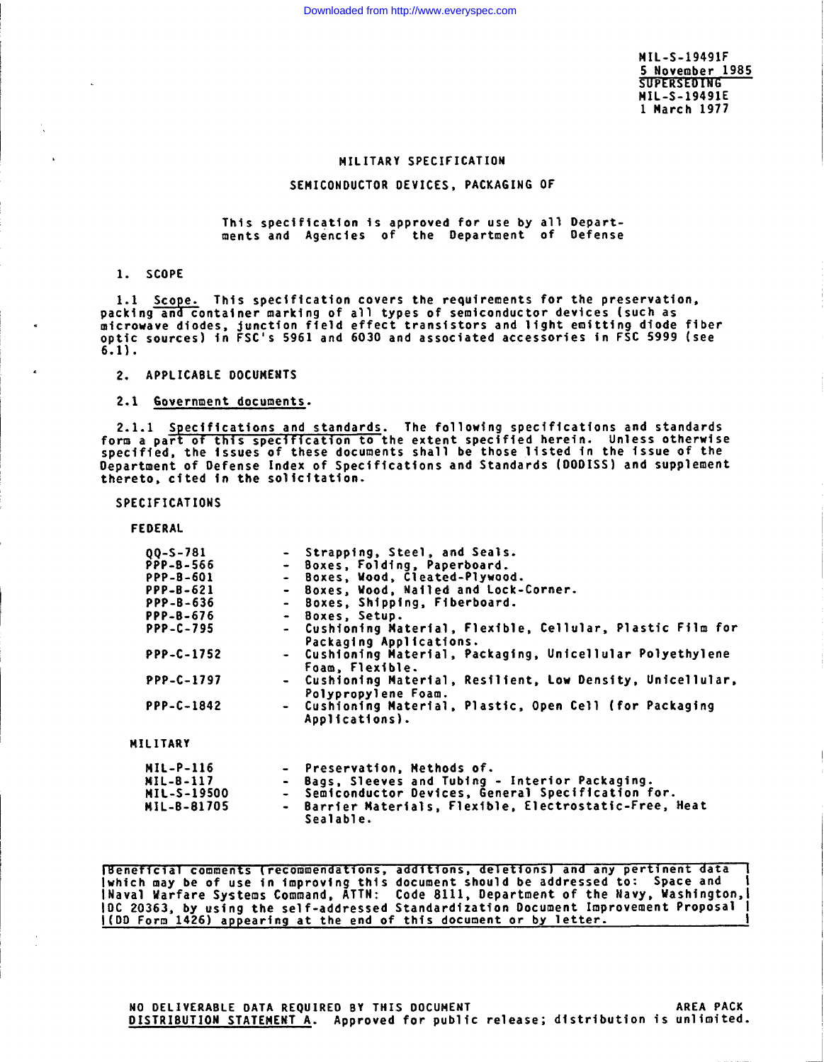MIL-S-19491F
5 November 1985
SUPERSEDING
MIL-S-19491E
1 March 1977

# MILITARY SPECIFICATION

## SEMICONDUCTOR DEVICES, PACKAGING OF

This specification is approved for use by all Departments and Agencies of the Department of Defense

## 1. SCOPE

1.1 Scope. This specification covers the requirements for the preservation, packing and container marking of all types of semiconductor devices (such as microwave diodes, junction field effect transistors and light emitting diode fiber optic sources) in FSC's 5961 and 6030 and associated accessories in FSC 5999 (see 6.1).

## 2. APPLICABLE DOCUMENTS

2.1 Government documents.

2.1.1 Specifications and standards. The following specifications and standards form a part of this specification to the extent specified herein. Unless otherwise specified, the issues of these documents shall be those listed in the issue of the Department of Defense Index of Specifications and Standards (DODISS) and supplement thereto, cited in the solicitation.

SPECIFICATIONS

FEDERAL

| | | |
|---|---|---|
| QQ-S-781 | - | Strapping, Steel, and Seals. |
| PPP-B-566 | - | Boxes, Folding, Paperboard. |
| PPP-B-601 | - | Boxes, Wood, Cleated-Plywood. |
| PPP-B-621 | - | Boxes, Wood, Nailed and Lock-Corner. |
| PPP-B-636 | - | Boxes, Shipping, Fiberboard. |
| PPP-B-676 | - | Boxes, Setup. |
| PPP-C-795 | - | Cushioning Material, Flexible, Cellular, Plastic Film for Packaging Applications. |
| PPP-C-1752 | - | Cushioning Material, Packaging, Unicellular Polyethylene Foam, Flexible. |
| PPP-C-1797 | - | Cushioning Material, Resilient, Low Density, Unicellular, Polypropylene Foam. |
| PPP-C-1842 | - | Cushioning Material, Plastic, Open Cell (for Packaging Applications). |

MILITARY

| | | |
|---|---|---|
| MIL-P-116 | - | Preservation, Methods of. |
| MIL-B-117 | - | Bags, Sleeves and Tubing - Interior Packaging. |
| MIL-S-19500 | - | Semiconductor Devices, General Specification for. |
| MIL-B-81705 | - | Barrier Materials, Flexible, Electrostatic-Free, Heat Sealable. |

Beneficial comments (recommendations, additions, deletions) and any pertinent data which may be of use in improving this document should be addressed to: Space and Naval Warfare Systems Command, ATTN: Code 8111, Department of the Navy, Washington, DC 20363, by using the self-addressed Standardization Document Improvement Proposal (DD Form 1426) appearing at the end of this document or by letter.

NO DELIVERABLE DATA REQUIRED BY THIS DOCUMENT AREA PACK

DISTRIBUTION STATEMENT A. Approved for public release; distribution is unlimited.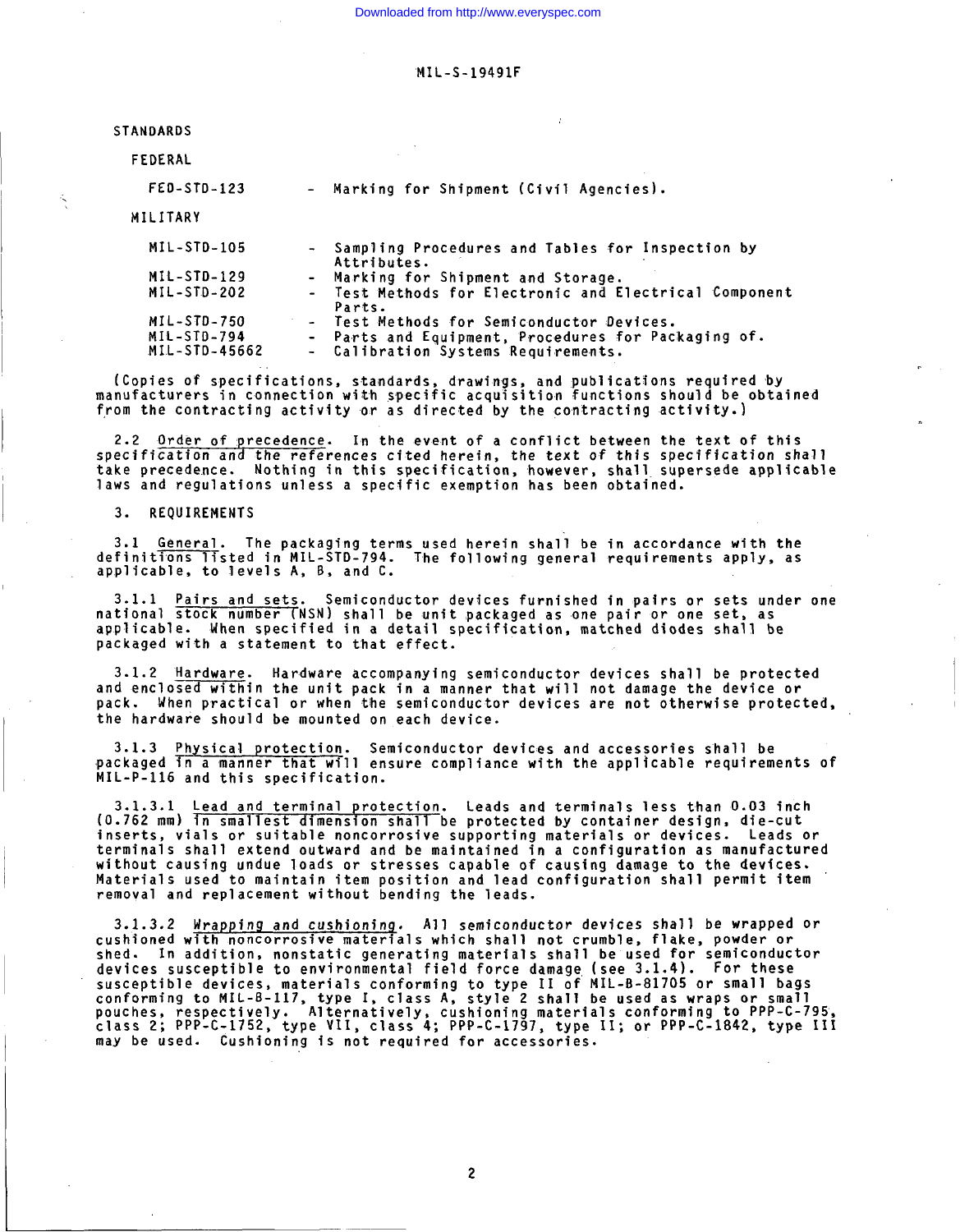STANDARDS

FEDERAL

| | | |
|---|---|---|
| FED-STD-123 | - | Marking for Shipment (Civil Agencies). |

MILITARY

| | | |
|---|---|---|
| MIL-STD-105 | - | Sampling Procedures and Tables for Inspection by Attributes. |
| MIL-STD-129 | - | Marking for Shipment and Storage. |
| MIL-STD-202 | - | Test Methods for Electronic and Electrical Component Parts. |
| MIL-STD-750 | - | Test Methods for Semiconductor Devices. |
| MIL-STD-794 | - | Parts and Equipment, Procedures for Packaging of. |
| MIL-STD-45662 | - | Calibration Systems Requirements. |

(Copies of specifications, standards, drawings, and publications required by manufacturers in connection with specific acquisition functions should be obtained from the contracting activity or as directed by the contracting activity.)

2.2 Order of precedence. In the event of a conflict between the text of this specification and the references cited herein, the text of this specification shall take precedence. Nothing in this specification, however, shall supersede applicable laws and regulations unless a specific exemption has been obtained.

3. REQUIREMENTS

3.1 General. The packaging terms used herein shall be in accordance with the definitions listed in MIL-STD-794. The following general requirements apply, as applicable, to levels A, B, and C.

3.1.1 Pairs and sets. Semiconductor devices furnished in pairs or sets under one national stock number (NSN) shall be unit packaged as one pair or one set, as applicable. When specified in a detail specification, matched diodes shall be packaged with a statement to that effect.

3.1.2 Hardware. Hardware accompanying semiconductor devices shall be protected and enclosed within the unit pack in a manner that will not damage the device or pack. When practical or when the semiconductor devices are not otherwise protected, the hardware should be mounted on each device.

3.1.3 Physical protection. Semiconductor devices and accessories shall be packaged in a manner that will ensure compliance with the applicable requirements of MIL-P-116 and this specification.

3.1.3.1 Lead and terminal protection. Leads and terminals less than 0.03 inch (0.762 mm) in smallest dimension shall be protected by container design, die-cut inserts, vials or suitable noncorrosive supporting materials or devices. Leads or terminals shall extend outward and be maintained in a configuration as manufactured without causing undue loads or stresses capable of causing damage to the devices. Materials used to maintain item position and lead configuration shall permit item removal and replacement without bending the leads.

3.1.3.2 Wrapping and cushioning. All semiconductor devices shall be wrapped or cushioned with noncorrosive materials which shall not crumble, flake, powder or shed. In addition, nonstatic generating materials shall be used for semiconductor devices susceptible to environmental field force damage (see 3.1.4). For these susceptible devices, materials conforming to type II of MIL-B-81705 or small bags conforming to MIL-B-117, type I, class A, style 2 shall be used as wraps or small pouches, respectively. Alternatively, cushioning materials conforming to PPP-C-795, class 2; PPP-C-1752, type VII, class 4; PPP-C-1797, type II; or PPP-C-1842, type III may be used. Cushioning is not required for accessories.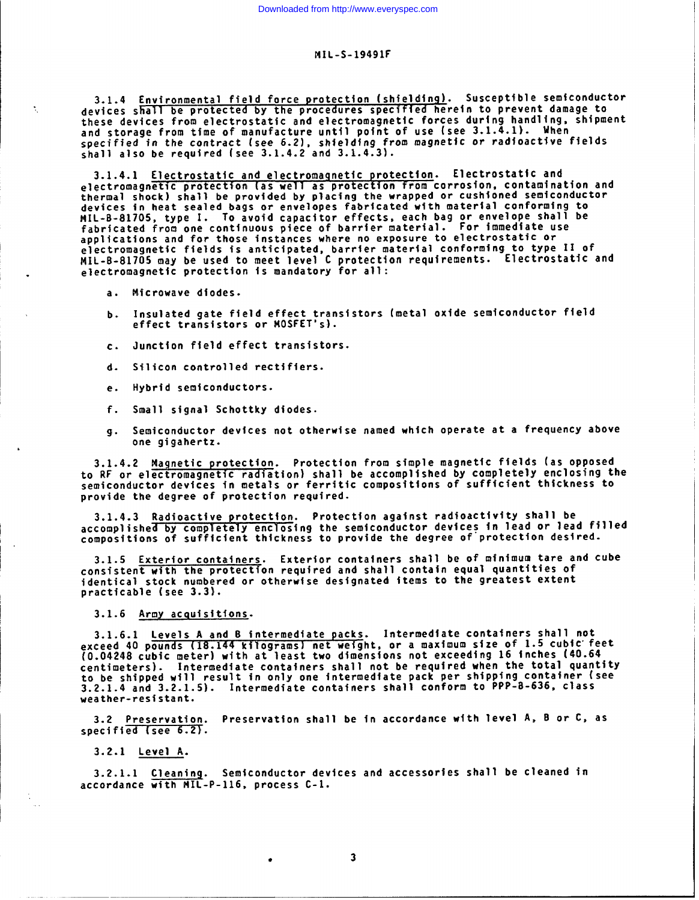3.1.4 Environmental field force protection (shielding). Susceptible semiconductor devices shall be protected by the procedures specified herein to prevent damage to these devices from electrostatic and electromagnetic forces during handling, shipment and storage from time of manufacture until point of use (see 3.1.4.1). When specified in the contract (see 6.2), shielding from magnetic or radioactive fields shall also be required (see 3.1.4.2 and 3.1.4.3).

3.1.4.1 Electrostatic and electromagnetic protection. Electrostatic and electromagnetic protection (as well as protection from corrosion, contamination and thermal shock) shall be provided by placing the wrapped or cushioned semiconductor devices in heat sealed bags or envelopes fabricated with material conforming to MIL-B-81705, type I. To avoid capacitor effects, each bag or envelope shall be fabricated from one continuous piece of barrier material. For immediate use applications and for those instances where no exposure to electrostatic or electromagnetic fields is anticipated, barrier material conforming to type II of MIL-B-81705 may be used to meet level C protection requirements. Electrostatic and electromagnetic protection is mandatory for all:

a. Microwave diodes.

b. Insulated gate field effect transistors (metal oxide semiconductor field effect transistors or MOSFET's).

c. Junction field effect transistors.

d. Silicon controlled rectifiers.

e. Hybrid semiconductors.

f. Small signal Schottky diodes.

g. Semiconductor devices not otherwise named which operate at a frequency above one gigahertz.

3.1.4.2 Magnetic protection. Protection from simple magnetic fields (as opposed to RF or electromagnetic radiation) shall be accomplished by completely enclosing the semiconductor devices in metals or ferritic compositions of sufficient thickness to provide the degree of protection required.

3.1.4.3 Radioactive protection. Protection against radioactivity shall be accomplished by completely enclosing the semiconductor devices in lead or lead filled compositions of sufficient thickness to provide the degree of protection desired.

3.1.5 Exterior containers. Exterior containers shall be of minimum tare and cube consistent with the protection required and shall contain equal quantities of identical stock numbered or otherwise designated items to the greatest extent practicable (see 3.3).

3.1.6 Army acquisitions.

3.1.6.1 Levels A and B intermediate packs. Intermediate containers shall not exceed 40 pounds (18.144 kilograms) net weight, or a maximum size of 1.5 cubic feet (0.04248 cubic meter) with at least two dimensions not exceeding 16 inches (40.64 centimeters). Intermediate containers shall not be required when the total quantity to be shipped will result in only one intermediate pack per shipping container (see 3.2.1.4 and 3.2.1.5). Intermediate containers shall conform to PPP-B-636, class weather-resistant.

3.2 Preservation. Preservation shall be in accordance with level A, B or C, as specified (see 6.2).

3.2.1 Level A.

3.2.1.1 Cleaning. Semiconductor devices and accessories shall be cleaned in accordance with MIL-P-116, process C-1.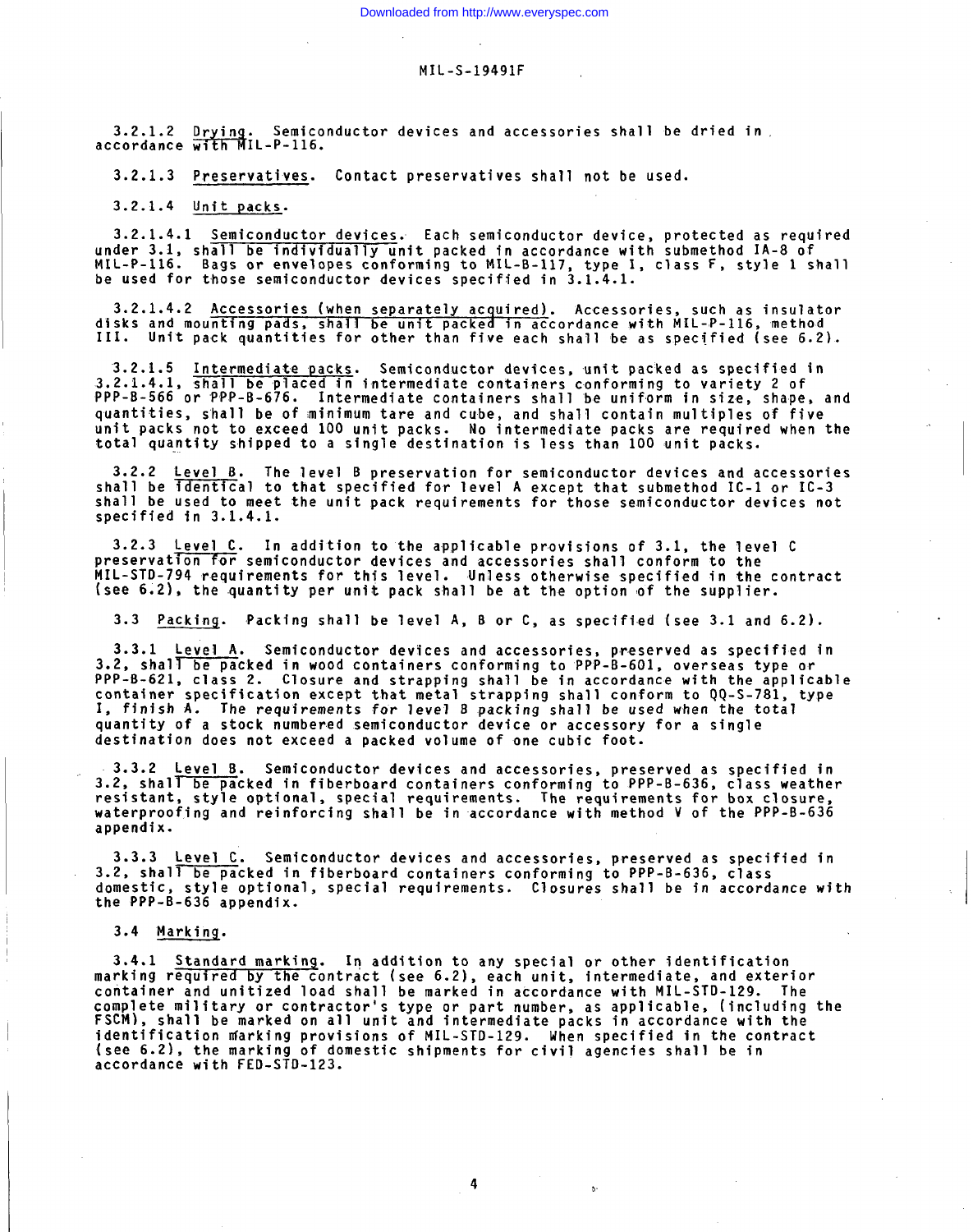3.2.1.2 Drying. Semiconductor devices and accessories shall be dried in accordance with MIL-P-116.

3.2.1.3 Preservatives. Contact preservatives shall not be used.

3.2.1.4 Unit packs.

3.2.1.4.1 Semiconductor devices. Each semiconductor device, protected as required under 3.1, shall be individually unit packed in accordance with submethod IA-8 of MIL-P-116. Bags or envelopes conforming to MIL-B-117, type I, class F, style 1 shall be used for those semiconductor devices specified in 3.1.4.1.

3.2.1.4.2 Accessories (when separately acquired). Accessories, such as insulator disks and mounting pads, shall be unit packed in accordance with MIL-P-116, method III. Unit pack quantities for other than five each shall be as specified (see 6.2).

3.2.1.5 Intermediate packs. Semiconductor devices, unit packed as specified in 3.2.1.4.1, shall be placed in intermediate containers conforming to variety 2 of PPP-B-566 or PPP-B-676. Intermediate containers shall be uniform in size, shape, and quantities, shall be of minimum tare and cube, and shall contain multiples of five unit packs not to exceed 100 unit packs. No intermediate packs are required when the total quantity shipped to a single destination is less than 100 unit packs.

3.2.2 Level B. The level B preservation for semiconductor devices and accessories shall be identical to that specified for level A except that submethod IC-1 or IC-3 shall be used to meet the unit pack requirements for those semiconductor devices not specified in 3.1.4.1.

3.2.3 Level C. In addition to the applicable provisions of 3.1, the level C preservation for semiconductor devices and accessories shall conform to the MIL-STD-794 requirements for this level. Unless otherwise specified in the contract (see 6.2), the quantity per unit pack shall be at the option of the supplier.

3.3 Packing. Packing shall be level A, B or C, as specified (see 3.1 and 6.2).

3.3.1 Level A. Semiconductor devices and accessories, preserved as specified in 3.2, shall be packed in wood containers conforming to PPP-B-601, overseas type or PPP-B-621, class 2. Closure and strapping shall be in accordance with the applicable container specification except that metal strapping shall conform to QQ-S-781, type I, finish A. The requirements for level B packing shall be used when the total quantity of a stock numbered semiconductor device or accessory for a single destination does not exceed a packed volume of one cubic foot.

3.3.2 Level B. Semiconductor devices and accessories, preserved as specified in 3.2, shall be packed in fiberboard containers conforming to PPP-B-636, class weather resistant, style optional, special requirements. The requirements for box closure, waterproofing and reinforcing shall be in accordance with method V of the PPP-B-636 appendix.

3.3.3 Level C. Semiconductor devices and accessories, preserved as specified in 3.2, shall be packed in fiberboard containers conforming to PPP-B-636, class domestic, style optional, special requirements. Closures shall be in accordance with the PPP-B-636 appendix.

3.4 Marking.

3.4.1 Standard marking. In addition to any special or other identification marking required by the contract (see 6.2), each unit, intermediate, and exterior container and unitized load shall be marked in accordance with MIL-STD-129. The complete military or contractor's type or part number, as applicable, (including the FSCM), shall be marked on all unit and intermediate packs in accordance with the identification marking provisions of MIL-STD-129. When specified in the contract (see 6.2), the marking of domestic shipments for civil agencies shall be in accordance with FED-STD-123.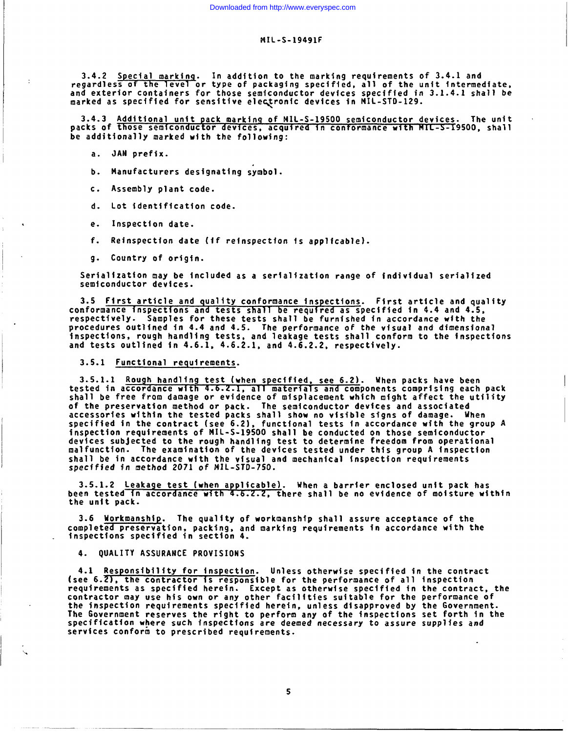3.4.2 Special marking. In addition to the marking requirements of 3.4.1 and regardless of the level or type of packaging specified, all of the unit intermediate, and exterior containers for those semiconductor devices specified in 3.1.4.1 shall be marked as specified for sensitive electronic devices in MIL-STD-129.

3.4.3 Additional unit pack marking of MIL-S-19500 semiconductor devices. The unit packs of those semiconductor devices, acquired in conformance with MIL-S-19500, shall be additionally marked with the following:

a. JAN prefix.

b. Manufacturers designating symbol.

c. Assembly plant code.

d. Lot identification code.

e. Inspection date.

f. Reinspection date (if reinspection is applicable).

g. Country of origin.

Serialization may be included as a serialization range of individual serialized semiconductor devices.

3.5 First article and quality conformance inspections. First article and quality conformance inspections and tests shall be required as specified in 4.4 and 4.5, respectively. Samples for these tests shall be furnished in accordance with the procedures outlined in 4.4 and 4.5. The performance of the visual and dimensional inspections, rough handling tests, and leakage tests shall conform to the inspections and tests outlined in 4.6.1, 4.6.2.1, and 4.6.2.2, respectively.

3.5.1 Functional requirements.

3.5.1.1 Rough handling test (when specified, see 6.2). When packs have been tested in accordance with 4.6.2.1, all materials and components comprising each pack shall be free from damage or evidence of misplacement which might affect the utility of the preservation method or pack. The semiconductor devices and associated accessories within the tested packs shall show no visible signs of damage. When specified in the contract (see 6.2), functional tests in accordance with the group A inspection requirements of MIL-S-19500 shall be conducted on those semiconductor devices subjected to the rough handling test to determine freedom from operational malfunction. The examination of the devices tested under this group A inspection shall be in accordance with the visual and mechanical inspection requirements specified in method 2071 of MIL-STD-750.

3.5.1.2 Leakage test (when applicable). When a barrier enclosed unit pack has been tested in accordance with 4.6.2.2, there shall be no evidence of moisture within the unit pack.

3.6 Workmanship. The quality of workmanship shall assure acceptance of the completed preservation, packing, and marking requirements in accordance with the inspections specified in section 4.

## 4. QUALITY ASSURANCE PROVISIONS

4.1 Responsibility for inspection. Unless otherwise specified in the contract (see 6.2), the contractor is responsible for the performance of all inspection requirements as specified herein. Except as otherwise specified in the contract, the contractor may use his own or any other facilities suitable for the performance of the inspection requirements specified herein, unless disapproved by the Government. The Government reserves the right to perform any of the inspections set forth in the specification where such inspections are deemed necessary to assure supplies and services conform to prescribed requirements.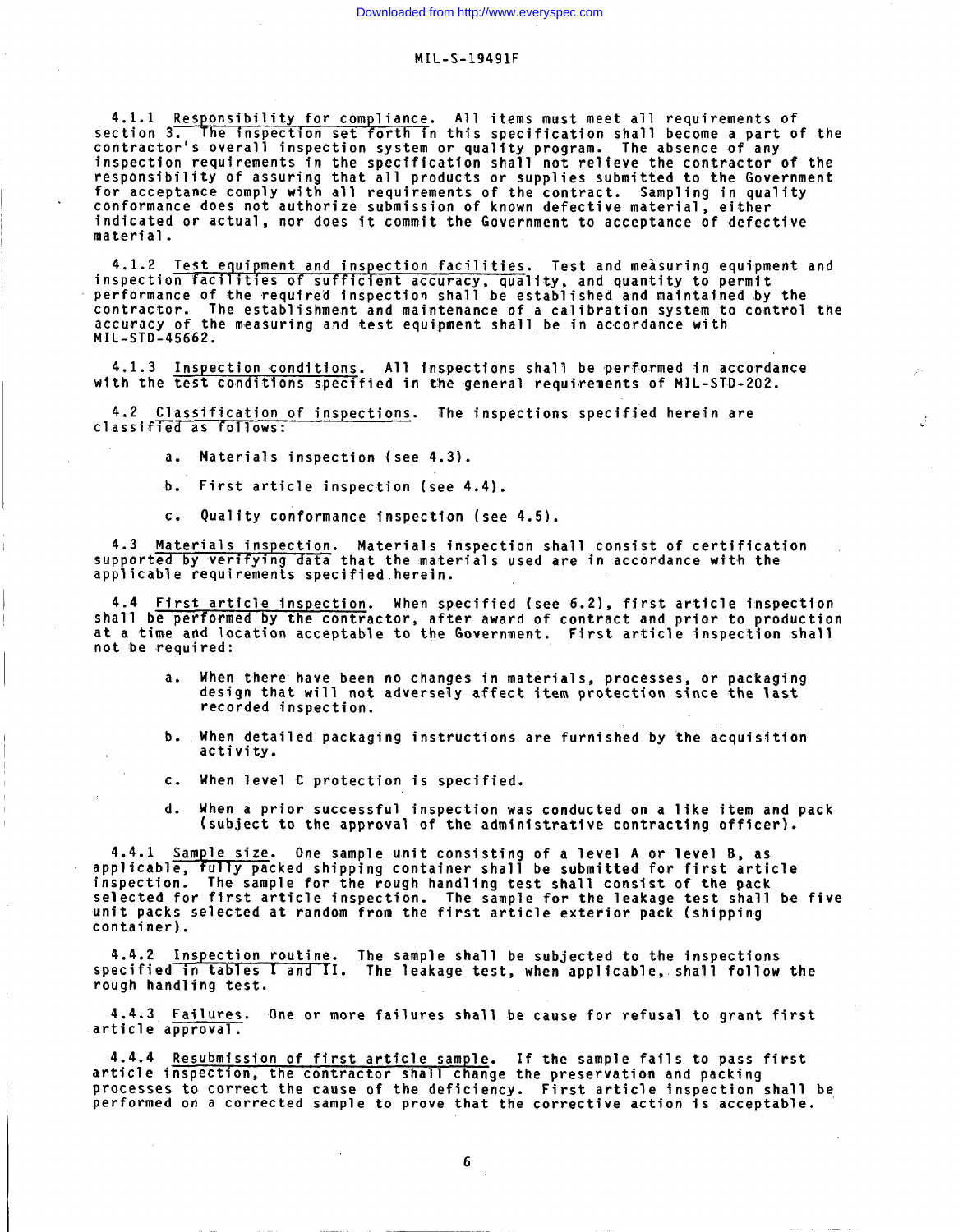4.1.1 Responsibility for compliance. All items must meet all requirements of section 3. The inspection set forth in this specification shall become a part of the contractor's overall inspection system or quality program. The absence of any inspection requirements in the specification shall not relieve the contractor of the responsibility of assuring that all products or supplies submitted to the Government for acceptance comply with all requirements of the contract. Sampling in quality conformance does not authorize submission of known defective material, either indicated or actual, nor does it commit the Government to acceptance of defective material.

4.1.2 Test equipment and inspection facilities. Test and measuring equipment and inspection facilities of sufficient accuracy, quality, and quantity to permit performance of the required inspection shall be established and maintained by the contractor. The establishment and maintenance of a calibration system to control the accuracy of the measuring and test equipment shall be in accordance with MIL-STD-45662.

4.1.3 Inspection conditions. All inspections shall be performed in accordance with the test conditions specified in the general requirements of MIL-STD-202.

4.2 Classification of inspections. The inspections specified herein are classified as follows:

a. Materials inspection (see 4.3).

b. First article inspection (see 4.4).

c. Quality conformance inspection (see 4.5).

4.3 Materials inspection. Materials inspection shall consist of certification supported by verifying data that the materials used are in accordance with the applicable requirements specified herein.

4.4 First article inspection. When specified (see 6.2), first article inspection shall be performed by the contractor, after award of contract and prior to production at a time and location acceptable to the Government. First article inspection shall not be required:

a. When there have been no changes in materials, processes, or packaging design that will not adversely affect item protection since the last recorded inspection.

b. When detailed packaging instructions are furnished by the acquisition activity.

c. When level C protection is specified.

d. When a prior successful inspection was conducted on a like item and pack (subject to the approval of the administrative contracting officer).

4.4.1 Sample size. One sample unit consisting of a level A or level B, as applicable, fully packed shipping container shall be submitted for first article inspection. The sample for the rough handling test shall consist of the pack selected for first article inspection. The sample for the leakage test shall be five unit packs selected at random from the first article exterior pack (shipping container).

4.4.2 Inspection routine. The sample shall be subjected to the inspections specified in tables I and II. The leakage test, when applicable, shall follow the rough handling test.

4.4.3 Failures. One or more failures shall be cause for refusal to grant first article approval.

4.4.4 Resubmission of first article sample. If the sample fails to pass first article inspection, the contractor shall change the preservation and packing processes to correct the cause of the deficiency. First article inspection shall be performed on a corrected sample to prove that the corrective action is acceptable.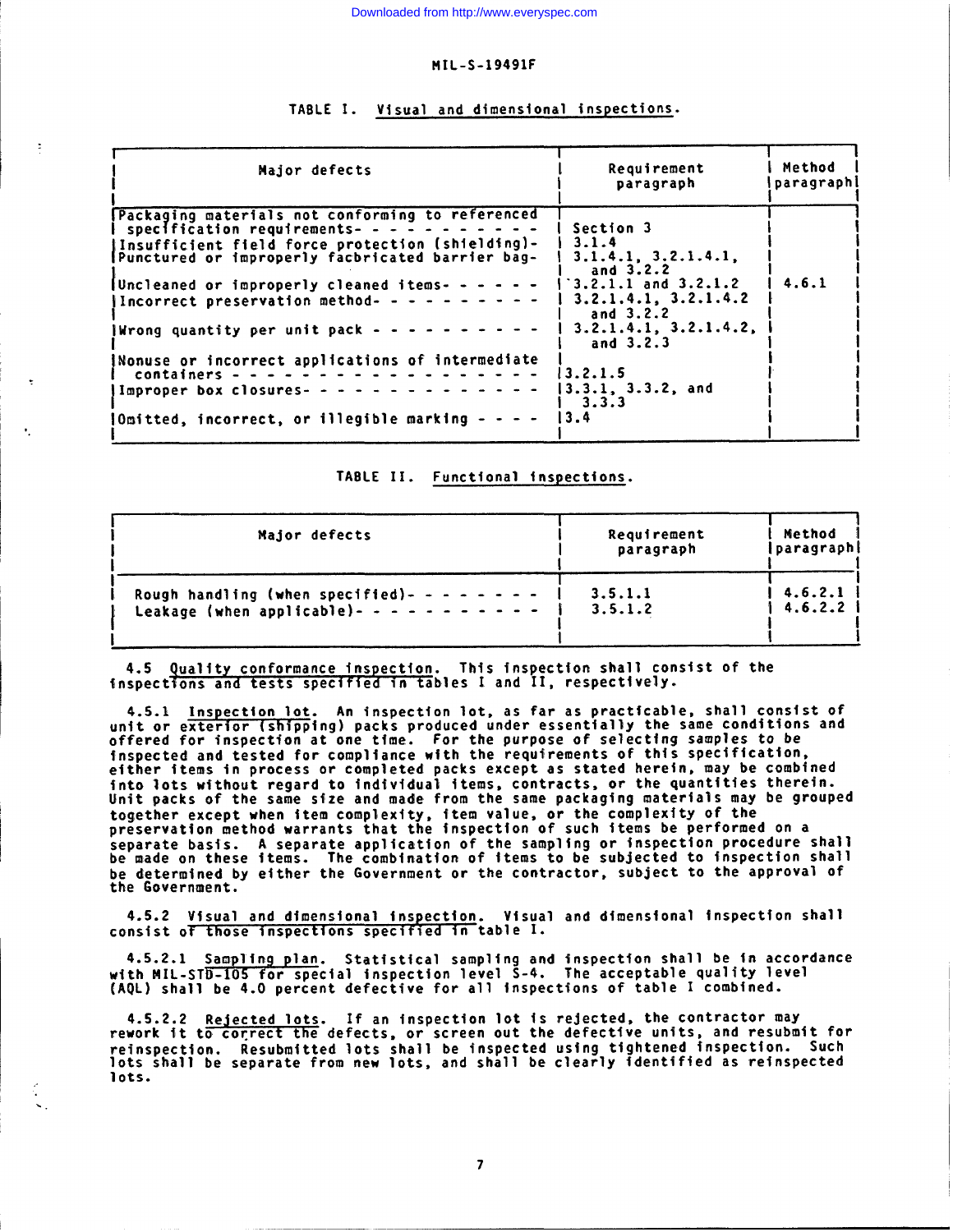TABLE I. Visual and dimensional inspections.

| Major defects | Requirement paragraph | Method paragraph |
|---|---|---|
| Packaging materials not conforming to referenced specification requirements | Section 3 | 4.6.1 |
| Insufficient field force protection (shielding) | 3.1.4 | |
| Punctured or improperly facbricated barrier bag | 3.1.4.1, 3.2.1.4.1, and 3.2.2 | |
| Uncleaned or improperly cleaned items | 3.2.1.1 and 3.2.1.2 | |
| Incorrect preservation method | 3.2.1.4.1, 3.2.1.4.2 and 3.2.2 | |
| Wrong quantity per unit pack | 3.2.1.4.1, 3.2.1.4.2, and 3.2.3 | |
| Nonuse or incorrect applications of intermediate containers | 3.2.1.5 | |
| Improper box closures | 3.3.1, 3.3.2, and 3.3.3 | |
| Omitted, incorrect, or illegible marking | 3.4 | |

TABLE II. Functional inspections.

| Major defects | Requirement paragraph | Method paragraph |
|---|---|---|
| Rough handling (when specified) | 3.5.1.1 | 4.6.2.1 |
| Leakage (when applicable) | 3.5.1.2 | 4.6.2.2 |

4.5 Quality conformance inspection. This inspection shall consist of the inspections and tests specified in tables I and II, respectively.

4.5.1 Inspection lot. An inspection lot, as far as practicable, shall consist of unit or exterior (shipping) packs produced under essentially the same conditions and offered for inspection at one time. For the purpose of selecting samples to be inspected and tested for compliance with the requirements of this specification, either items in process or completed packs except as stated herein, may be combined into lots without regard to individual items, contracts, or the quantities therein. Unit packs of the same size and made from the same packaging materials may be grouped together except when item complexity, item value, or the complexity of the preservation method warrants that the inspection of such items be performed on a separate basis. A separate application of the sampling or inspection procedure shall be made on these items. The combination of items to be subjected to inspection shall be determined by either the Government or the contractor, subject to the approval of the Government.

4.5.2 Visual and dimensional inspection. Visual and dimensional inspection shall consist of those inspections specified in table I.

4.5.2.1 Sampling plan. Statistical sampling and inspection shall be in accordance with MIL-STD-105 for special inspection level S-4. The acceptable quality level (AQL) shall be 4.0 percent defective for all inspections of table I combined.

4.5.2.2 Rejected lots. If an inspection lot is rejected, the contractor may rework it to correct the defects, or screen out the defective units, and resubmit for reinspection. Resubmitted lots shall be inspected using tightened inspection. Such lots shall be separate from new lots, and shall be clearly identified as reinspected lots.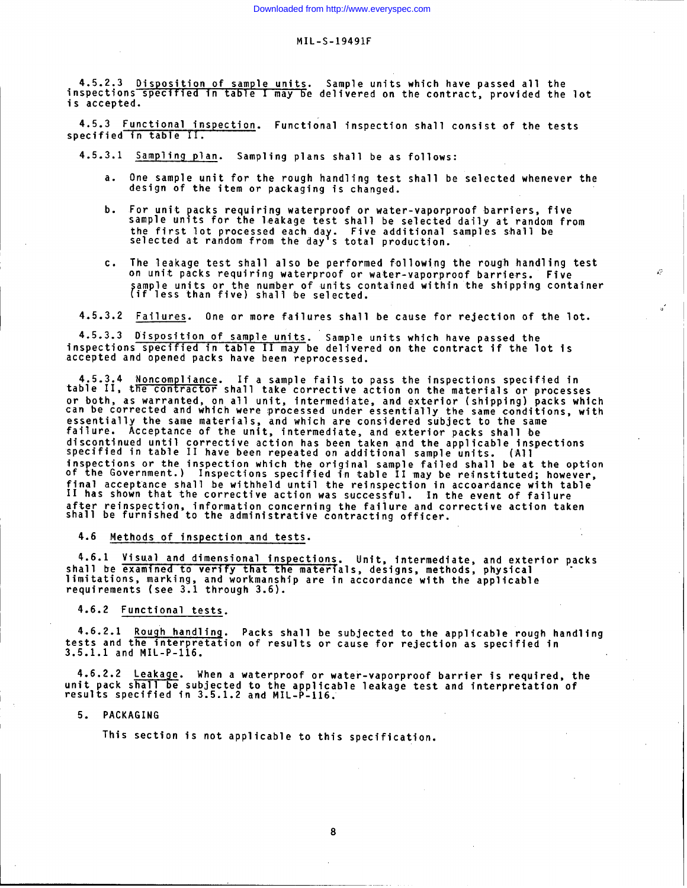4.5.2.3 Disposition of sample units. Sample units which have passed all the inspections specified in table I may be delivered on the contract, provided the lot is accepted.

4.5.3 Functional inspection. Functional inspection shall consist of the tests specified in table II.

4.5.3.1 Sampling plan. Sampling plans shall be as follows:

a. One sample unit for the rough handling test shall be selected whenever the design of the item or packaging is changed.

b. For unit packs requiring waterproof or water-vaporproof barriers, five sample units for the leakage test shall be selected daily at random from the first lot processed each day. Five additional samples shall be selected at random from the day's total production.

c. The leakage test shall also be performed following the rough handling test on unit packs requiring waterproof or water-vaporproof barriers. Five sample units or the number of units contained within the shipping container (if less than five) shall be selected.

4.5.3.2 Failures. One or more failures shall be cause for rejection of the lot.

4.5.3.3 Disposition of sample units. Sample units which have passed the inspections specified in table II may be delivered on the contract if the lot is accepted and opened packs have been reprocessed.

4.5.3.4 Noncompliance. If a sample fails to pass the inspections specified in table II, the contractor shall take corrective action on the materials or processes or both, as warranted, on all unit, intermediate, and exterior (shipping) packs which can be corrected and which were processed under essentially the same conditions, with essentially the same materials, and which are considered subject to the same failure. Acceptance of the unit, intermediate, and exterior packs shall be discontinued until corrective action has been taken and the applicable inspections specified in table II have been repeated on additional sample units. (All inspections or the inspection which the original sample failed shall be at the option of the Government.) Inspections specified in table II may be reinstituted; however, final acceptance shall be withheld until the reinspection in accoardance with table II has shown that the corrective action was successful. In the event of failure after reinspection, information concerning the failure and corrective action taken shall be furnished to the administrative contracting officer.

4.6 Methods of inspection and tests.

4.6.1 Visual and dimensional inspections. Unit, intermediate, and exterior packs shall be examined to verify that the materials, designs, methods, physical limitations, marking, and workmanship are in accordance with the applicable requirements (see 3.1 through 3.6).

4.6.2 Functional tests.

4.6.2.1 Rough handling. Packs shall be subjected to the applicable rough handling tests and the interpretation of results or cause for rejection as specified in 3.5.1.1 and MIL-P-116.

4.6.2.2 Leakage. When a waterproof or water-vaporproof barrier is required, the unit pack shall be subjected to the applicable leakage test and interpretation of results specified in 3.5.1.2 and MIL-P-116.

5. PACKAGING

This section is not applicable to this specification.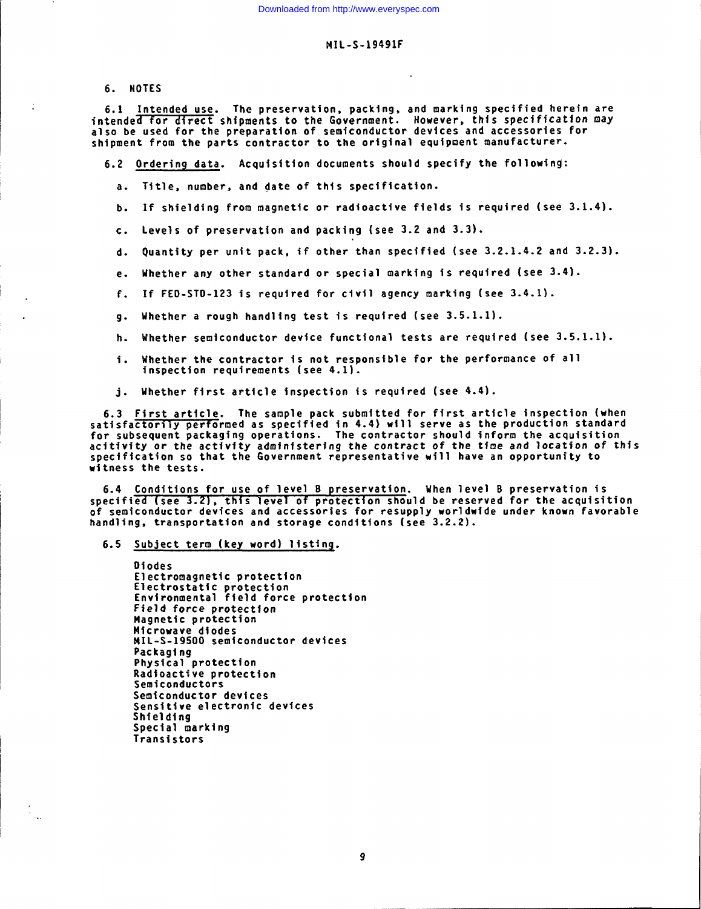## 6. NOTES

6.1 Intended use. The preservation, packing, and marking specified herein are intended for direct shipments to the Government. However, this specification may also be used for the preparation of semiconductor devices and accessories for shipment from the parts contractor to the original equipment manufacturer.

6.2 Ordering data. Acquisition documents should specify the following:

a. Title, number, and date of this specification.

b. If shielding from magnetic or radioactive fields is required (see 3.1.4).

c. Levels of preservation and packing (see 3.2 and 3.3).

d. Quantity per unit pack, if other than specified (see 3.2.1.4.2 and 3.2.3).

e. Whether any other standard or special marking is required (see 3.4).

f. If FED-STD-123 is required for civil agency marking (see 3.4.1).

g. Whether a rough handling test is required (see 3.5.1.1).

h. Whether semiconductor device functional tests are required (see 3.5.1.1).

i. Whether the contractor is not responsible for the performance of all inspection requirements (see 4.1).

j. Whether first article inspection is required (see 4.4).

6.3 First article. The sample pack submitted for first article inspection (when satisfactorily performed as specified in 4.4) will serve as the production standard for subsequent packaging operations. The contractor should inform the acquisition acitivity or the activity administering the contract of the time and location of this specification so that the Government representative will have an opportunity to witness the tests.

6.4 Conditions for use of level B preservation. When level B preservation is specified (see 3.2), this level of protection should be reserved for the acquisition of semiconductor devices and accessories for resupply worldwide under known favorable handling, transportation and storage conditions (see 3.2.2).

6.5 Subject term (key word) listing.

Diodes
Electromagnetic protection
Electrostatic protection
Environmental field force protection
Field force protection
Magnetic protection
Microwave diodes
MIL-S-19500 semiconductor devices
Packaging
Physical protection
Radioactive protection
Semiconductors
Semiconductor devices
Sensitive electronic devices
Shielding
Special marking
Transistors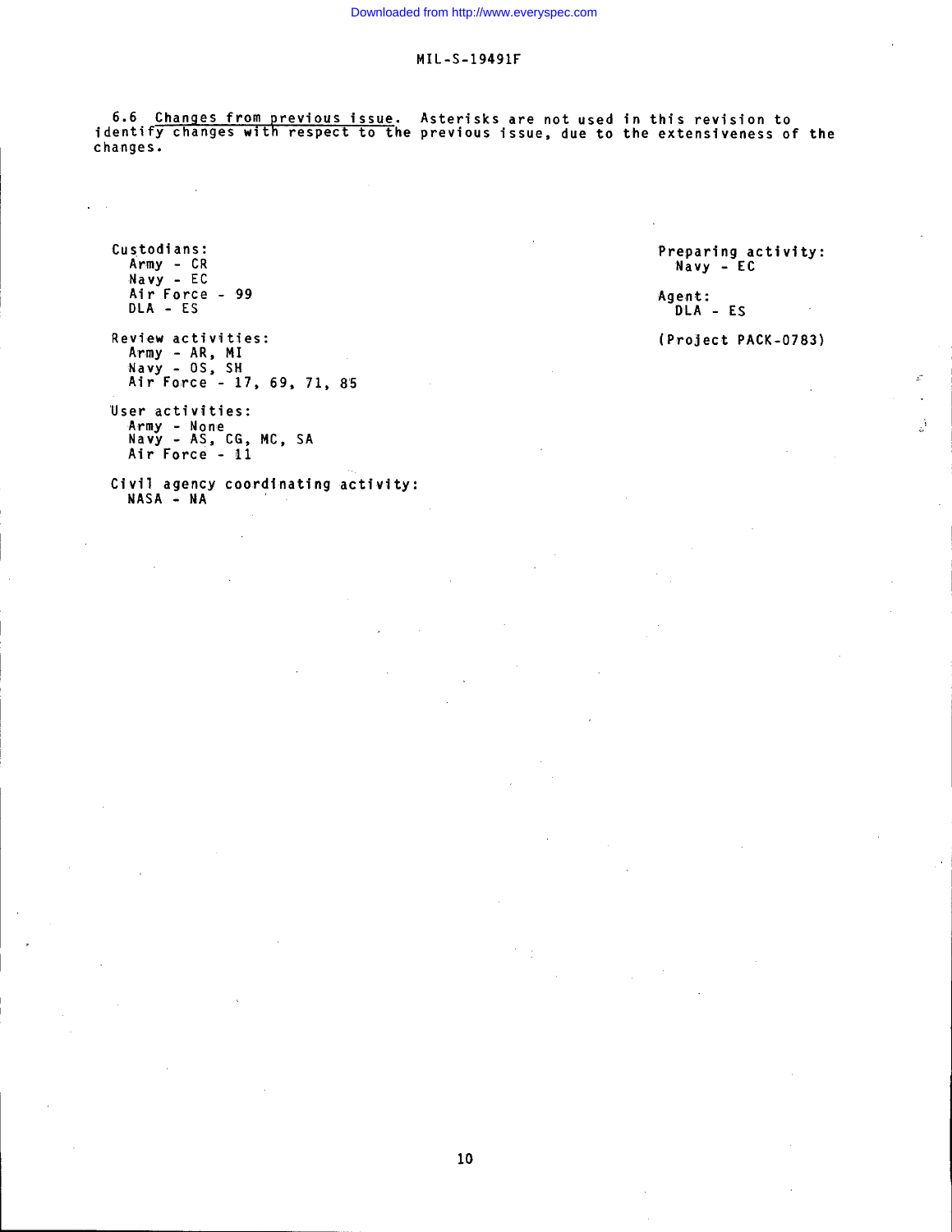6.6 Changes from previous issue. Asterisks are not used in this revision to identify changes with respect to the previous issue, due to the extensiveness of the changes.

Custodians:
  Army - CR
  Navy - EC
  Air Force - 99
  DLA - ES

Review activities:
  Army - AR, MI
  Navy - OS, SH
  Air Force - 17, 69, 71, 85

User activities:
  Army - None
  Navy - AS, CG, MC, SA
  Air Force - 11

Civil agency coordinating activity:
  NASA - NA

Preparing activity:
  Navy - EC

Agent:
  DLA - ES

(Project PACK-0783)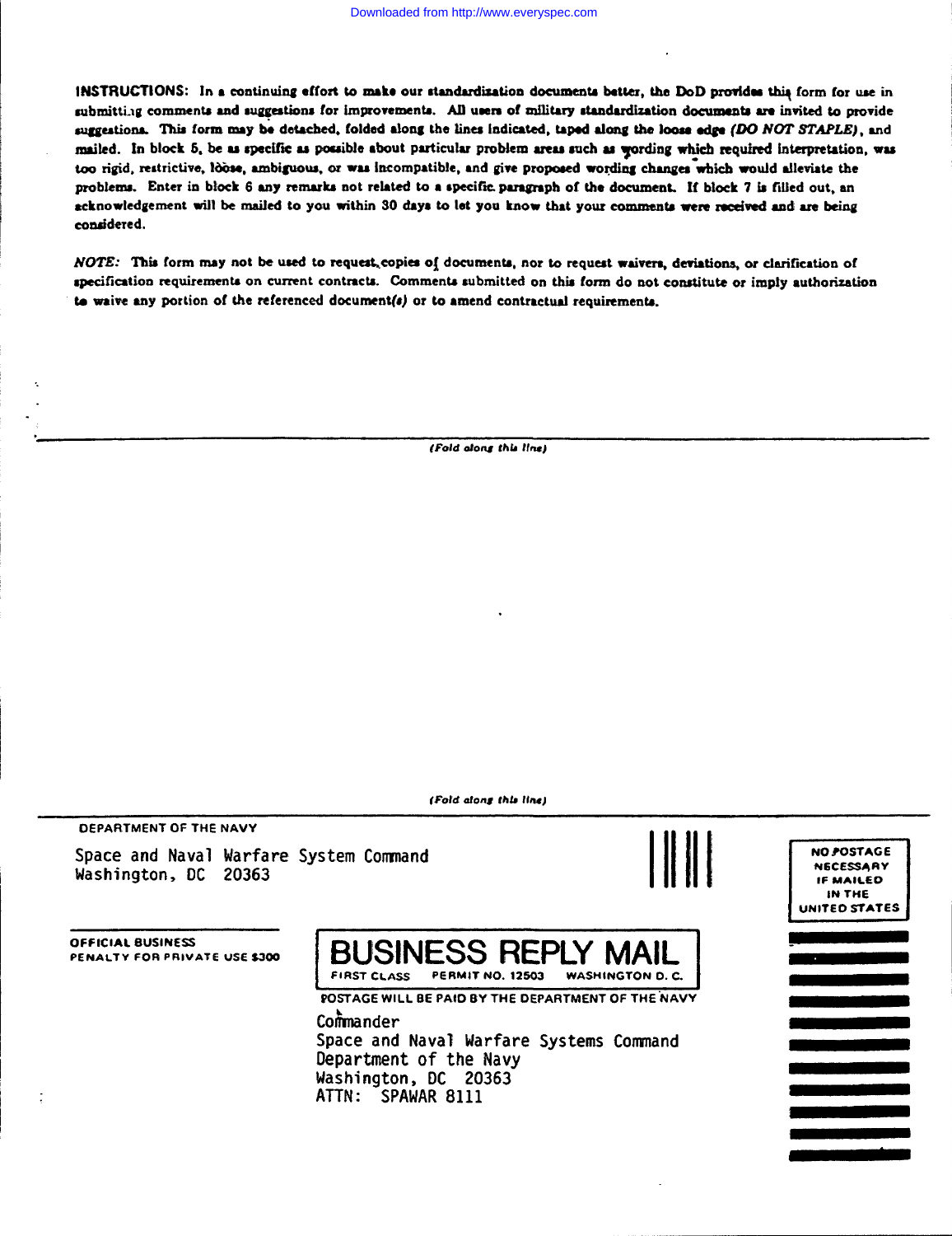**INSTRUCTIONS:** In a continuing effort to make our standardization documents better, the DoD provides this form for use in submitting comments and suggestions for improvements. All users of military standardization documents are invited to provide suggestions. This form may be detached, folded along the lines indicated, taped along the loose edge *(DO NOT STAPLE)*, and mailed. In block 5, be as specific as possible about particular problem areas such as wording which required interpretation, was too rigid, restrictive, loose, ambiguous, or was incompatible, and give proposed wording changes which would alleviate the problems. Enter in block 6 any remarks not related to a specific paragraph of the document. If block 7 is filled out, an acknowledgement will be mailed to you within 30 days to let you know that your comments were received and are being considered.

*NOTE:* This form may not be used to request copies of documents, nor to request waivers, deviations, or clarification of specification requirements on current contracts. Comments submitted on this form do not constitute or imply authorization to waive any portion of the referenced document(s) or to amend contractual requirements.

*(Fold along this line)*

*(Fold along this line)*

DEPARTMENT OF THE NAVY

Space and Naval Warfare System Command
Washington, DC 20363

OFFICIAL BUSINESS
PENALTY FOR PRIVATE USE $300

NO POSTAGE NECESSARY IF MAILED IN THE UNITED STATES

**BUSINESS REPLY MAIL**
FIRST CLASS PERMIT NO. 12503 WASHINGTON D. C.

POSTAGE WILL BE PAID BY THE DEPARTMENT OF THE NAVY

Commander
Space and Naval Warfare Systems Command
Department of the Navy
Washington, DC 20363
ATTN: SPAWAR 8111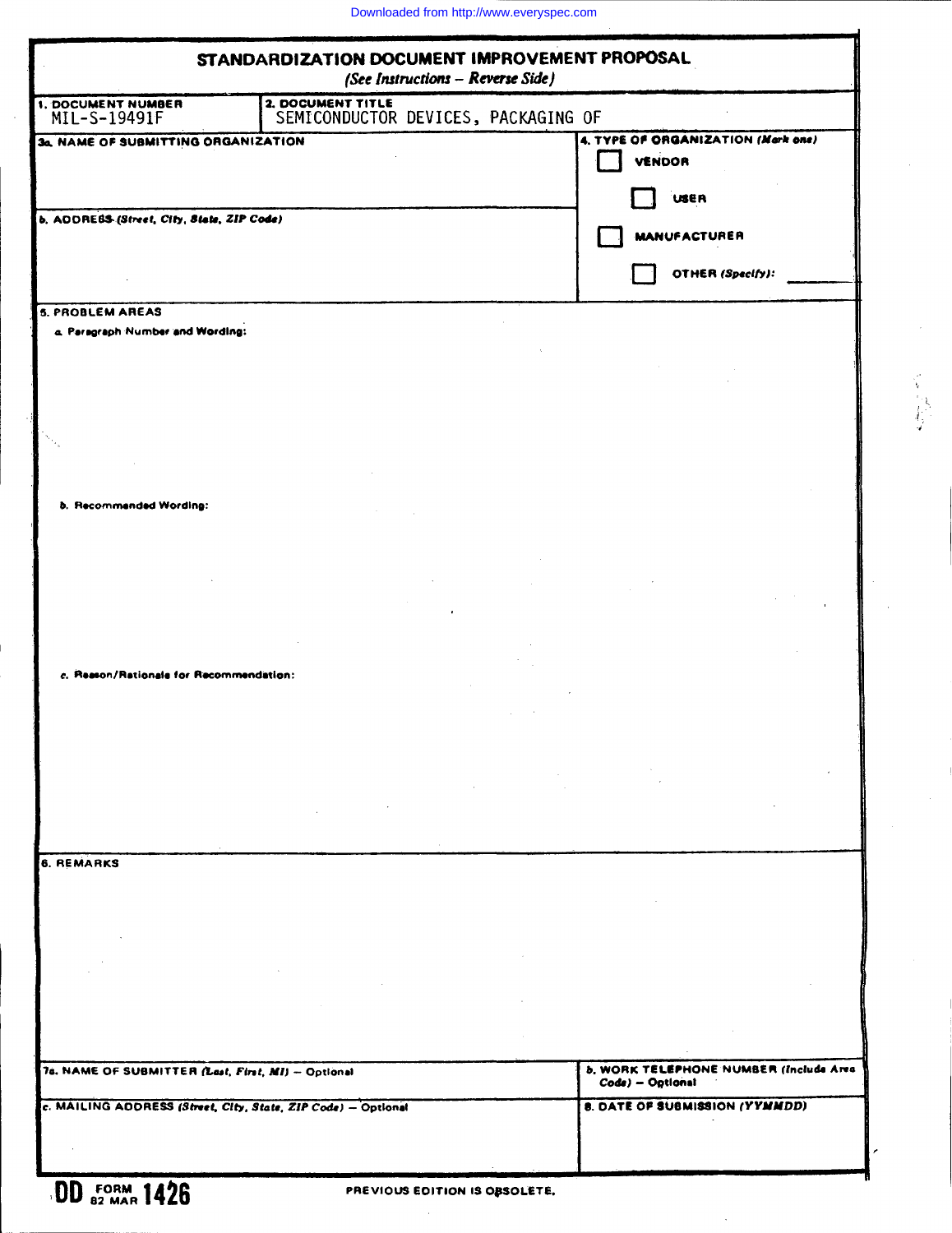Downloaded from http://www.everyspec.com

# STANDARDIZATION DOCUMENT IMPROVEMENT PROPOSAL

*(See Instructions – Reverse Side)*

**1. DOCUMENT NUMBER**
MIL-S-19491F

**2. DOCUMENT TITLE**
SEMICONDUCTOR DEVICES, PACKAGING OF

**3a. NAME OF SUBMITTING ORGANIZATION**

**4. TYPE OF ORGANIZATION** *(Mark one)*

- ☐ VENDOR
- ☐ USER
- ☐ MANUFACTURER
- ☐ OTHER *(Specify)*: ______

**b. ADDRESS** *(Street, City, State, ZIP Code)*

**5. PROBLEM AREAS**

**a. Paragraph Number and Wording:**

**b. Recommended Wording:**

**c. Reason/Rationale for Recommendation:**

**6. REMARKS**

**7a. NAME OF SUBMITTER** *(Last, First, MI)* – Optional

**b. WORK TELEPHONE NUMBER** *(Include Area Code)* – Optional

**c. MAILING ADDRESS** *(Street, City, State, ZIP Code)* – Optional

**8. DATE OF SUBMISSION** *(YYMMDD)*

DD FORM 1426, 82 MAR

PREVIOUS EDITION IS OBSOLETE.